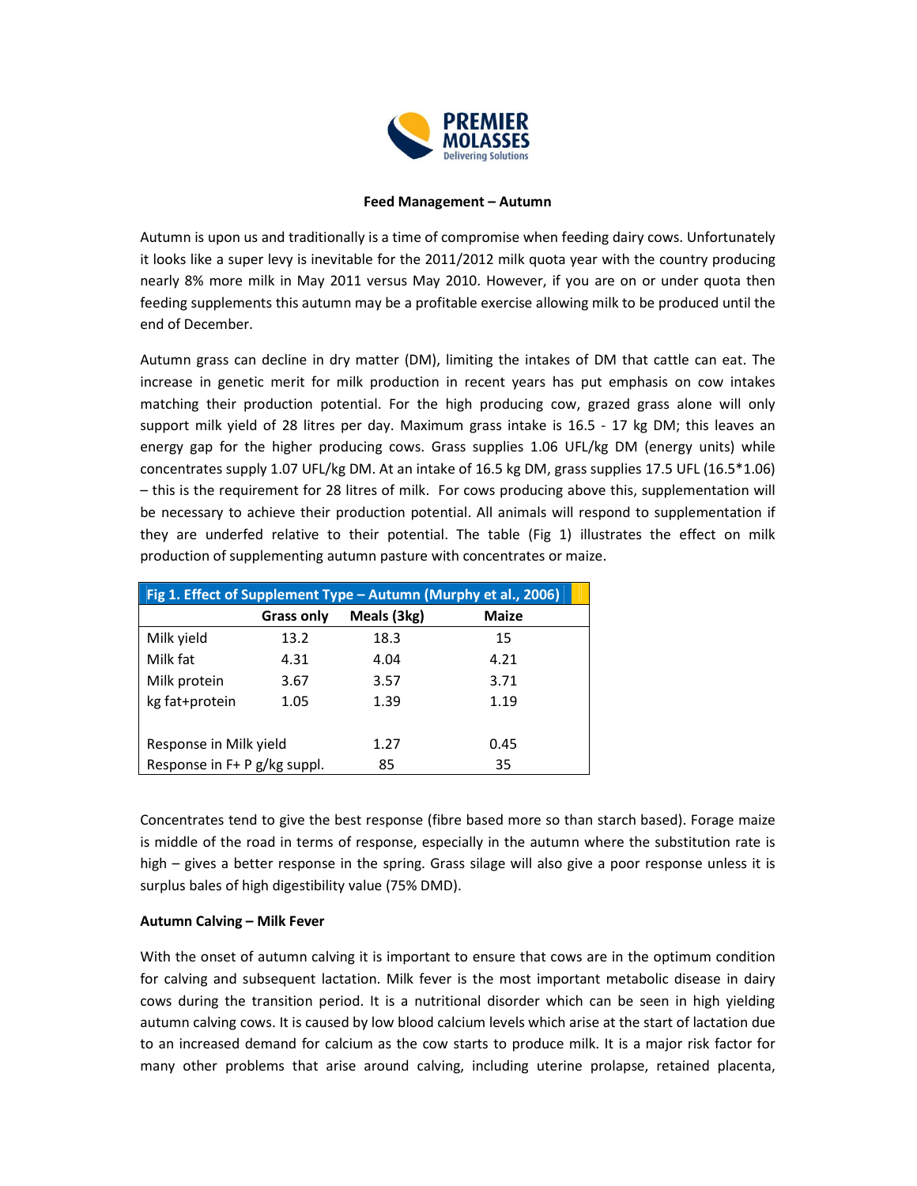**Feed Management – Autumn**

Autumn is upon us and traditionally is a time of compromise when feeding dairy cows. Unfortunately it looks like a super levy is inevitable for the 2011/2012 milk quota year with the country producing nearly 8% more milk in May 2011 versus May 2010. However, if you are on or under quota then feeding supplements this autumn may be a profitable exercise allowing milk to be produced until the end of December.

Autumn grass can decline in dry matter (DM), limiting the intakes of DM that cattle can eat. The increase in genetic merit for milk production in recent years has put emphasis on cow intakes matching their production potential. For the high producing cow, grazed grass alone will only support milk yield of 28 litres per day. Maximum grass intake is 16.5 - 17 kg DM; this leaves an energy gap for the higher producing cows. Grass supplies 1.06 UFL/kg DM (energy units) while concentrates supply 1.07 UFL/kg DM. At an intake of 16.5 kg DM, grass supplies 17.5 UFL (16.5*1.06) – this is the requirement for 28 litres of milk. For cows producing above this, supplementation will be necessary to achieve their production potential. All animals will respond to supplementation if they are underfed relative to their potential. The table (Fig 1) illustrates the effect on milk production of supplementing autumn pasture with concentrates or maize.

**Fig 1. Effect of Supplement Type – Autumn (Murphy et al., 2006)**

| | Grass only | Meals (3kg) | Maize |
|---|---|---|---|
| Milk yield | 13.2 | 18.3 | 15 |
| Milk fat | 4.31 | 4.04 | 4.21 |
| Milk protein | 3.67 | 3.57 | 3.71 |
| kg fat+protein | 1.05 | 1.39 | 1.19 |
| | | | |
| Response in Milk yield | | 1.27 | 0.45 |
| Response in F+ P g/kg suppl. | | 85 | 35 |

Concentrates tend to give the best response (fibre based more so than starch based). Forage maize is middle of the road in terms of response, especially in the autumn where the substitution rate is high – gives a better response in the spring. Grass silage will also give a poor response unless it is surplus bales of high digestibility value (75% DMD).

**Autumn Calving – Milk Fever**

With the onset of autumn calving it is important to ensure that cows are in the optimum condition for calving and subsequent lactation. Milk fever is the most important metabolic disease in dairy cows during the transition period. It is a nutritional disorder which can be seen in high yielding autumn calving cows. It is caused by low blood calcium levels which arise at the start of lactation due to an increased demand for calcium as the cow starts to produce milk. It is a major risk factor for many other problems that arise around calving, including uterine prolapse, retained placenta,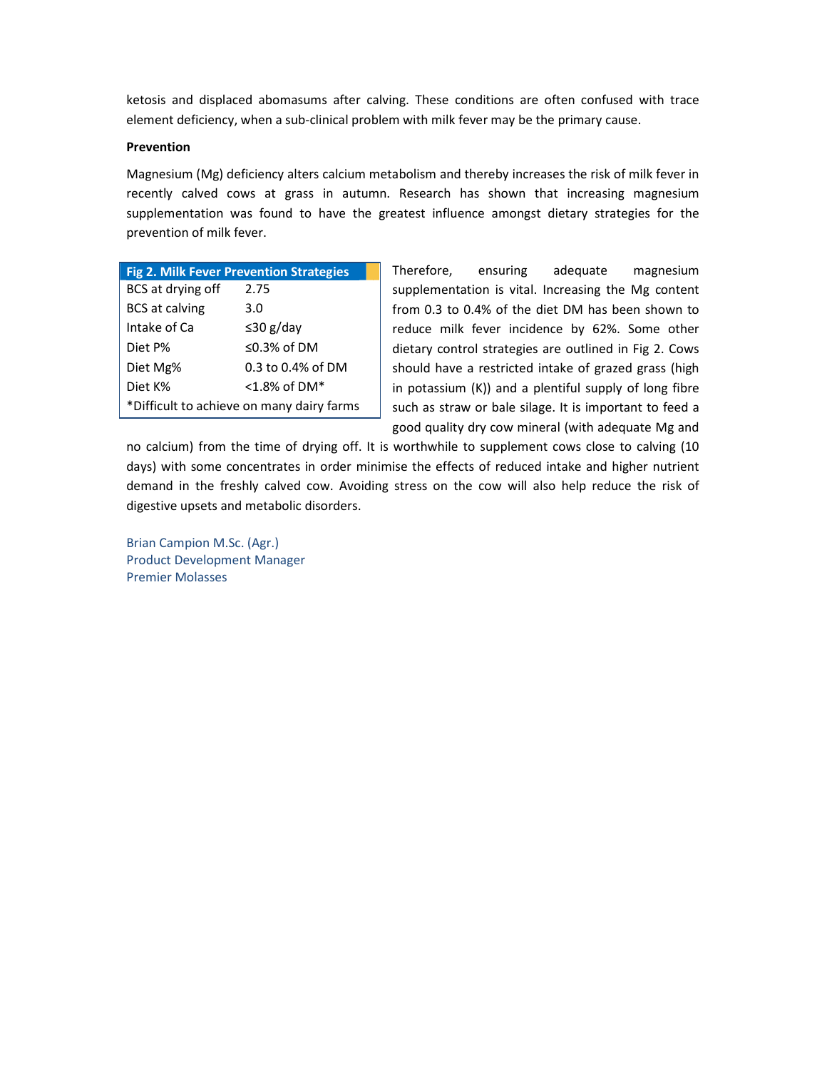ketosis and displaced abomasums after calving. These conditions are often confused with trace element deficiency, when a sub-clinical problem with milk fever may be the primary cause.

**Prevention**

Magnesium (Mg) deficiency alters calcium metabolism and thereby increases the risk of milk fever in recently calved cows at grass in autumn. Research has shown that increasing magnesium supplementation was found to have the greatest influence amongst dietary strategies for the prevention of milk fever.

| Fig 2. Milk Fever Prevention Strategies | |
|---|---|
| BCS at drying off | 2.75 |
| BCS at calving | 3.0 |
| Intake of Ca | ≤30 g/day |
| Diet P% | ≤0.3% of DM |
| Diet Mg% | 0.3 to 0.4% of DM |
| Diet K% | <1.8% of DM* |
| *Difficult to achieve on many dairy farms | |

Therefore, ensuring adequate magnesium supplementation is vital. Increasing the Mg content from 0.3 to 0.4% of the diet DM has been shown to reduce milk fever incidence by 62%. Some other dietary control strategies are outlined in Fig 2. Cows should have a restricted intake of grazed grass (high in potassium (K)) and a plentiful supply of long fibre such as straw or bale silage. It is important to feed a good quality dry cow mineral (with adequate Mg and no calcium) from the time of drying off. It is worthwhile to supplement cows close to calving (10 days) with some concentrates in order minimise the effects of reduced intake and higher nutrient demand in the freshly calved cow. Avoiding stress on the cow will also help reduce the risk of digestive upsets and metabolic disorders.

Brian Campion M.Sc. (Agr.)
Product Development Manager
Premier Molasses